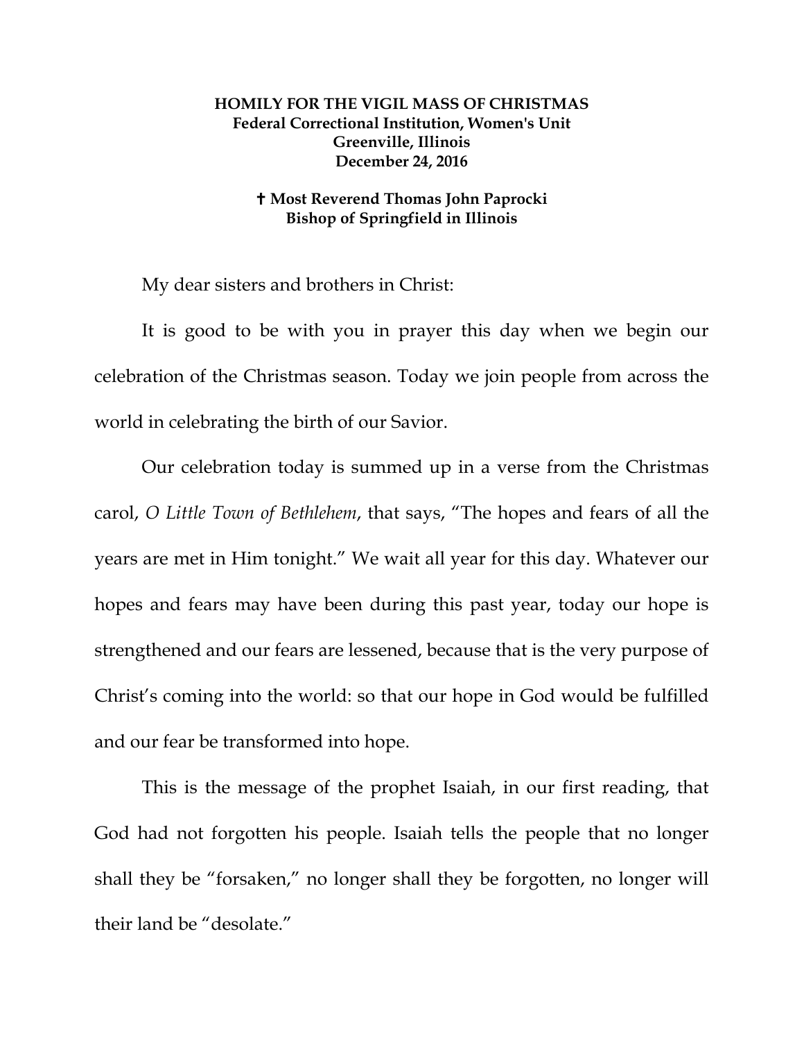**HOMILY FOR THE VIGIL MASS OF CHRISTMAS**
**Federal Correctional Institution, Women's Unit**
**Greenville, Illinois**
**December 24, 2016**

**✝ Most Reverend Thomas John Paprocki**
**Bishop of Springfield in Illinois**

My dear sisters and brothers in Christ:

It is good to be with you in prayer this day when we begin our celebration of the Christmas season. Today we join people from across the world in celebrating the birth of our Savior.

Our celebration today is summed up in a verse from the Christmas carol, *O Little Town of Bethlehem*, that says, "The hopes and fears of all the years are met in Him tonight." We wait all year for this day. Whatever our hopes and fears may have been during this past year, today our hope is strengthened and our fears are lessened, because that is the very purpose of Christ's coming into the world: so that our hope in God would be fulfilled and our fear be transformed into hope.

This is the message of the prophet Isaiah, in our first reading, that God had not forgotten his people. Isaiah tells the people that no longer shall they be "forsaken," no longer shall they be forgotten, no longer will their land be "desolate."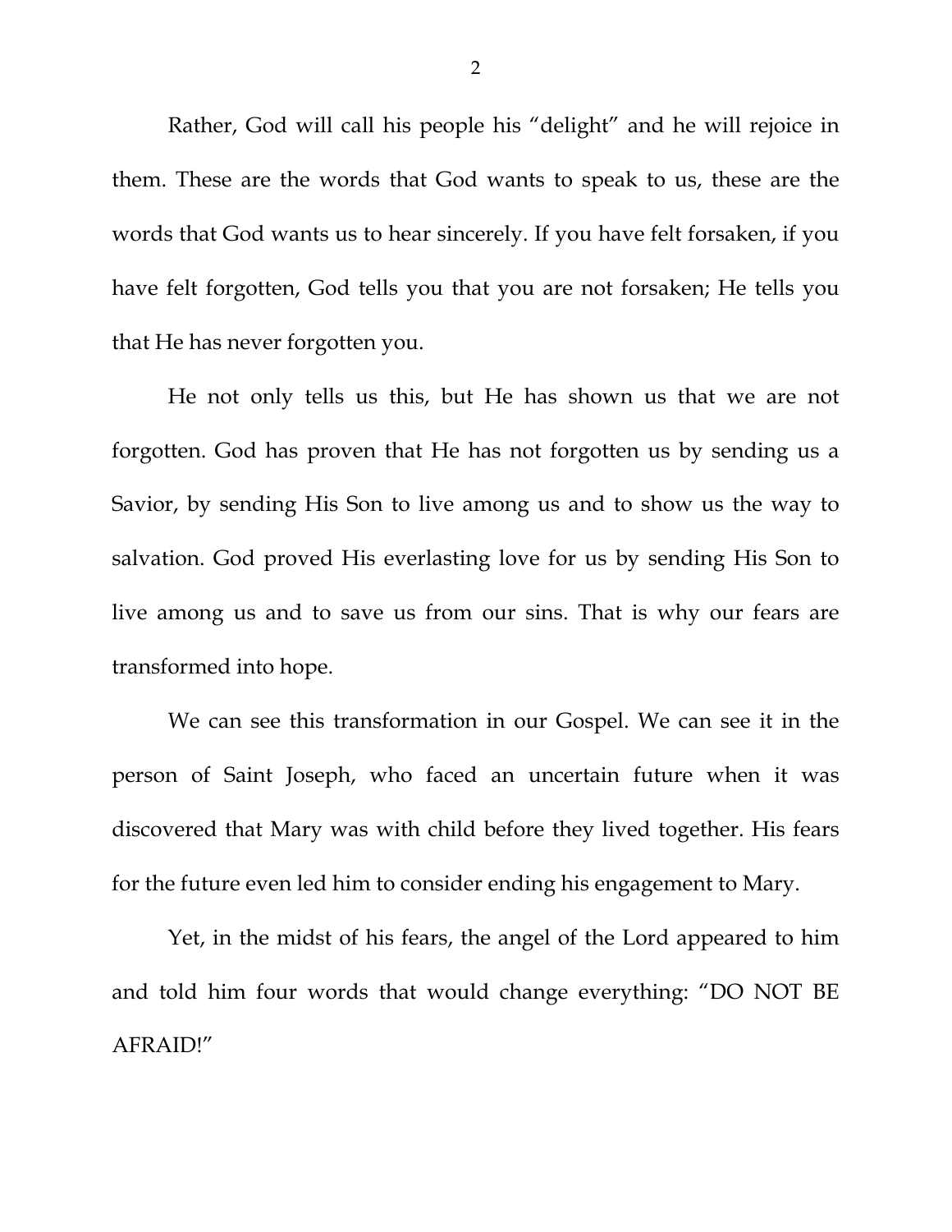Rather, God will call his people his "delight" and he will rejoice in them. These are the words that God wants to speak to us, these are the words that God wants us to hear sincerely. If you have felt forsaken, if you have felt forgotten, God tells you that you are not forsaken; He tells you that He has never forgotten you.

He not only tells us this, but He has shown us that we are not forgotten. God has proven that He has not forgotten us by sending us a Savior, by sending His Son to live among us and to show us the way to salvation. God proved His everlasting love for us by sending His Son to live among us and to save us from our sins. That is why our fears are transformed into hope.

We can see this transformation in our Gospel. We can see it in the person of Saint Joseph, who faced an uncertain future when it was discovered that Mary was with child before they lived together. His fears for the future even led him to consider ending his engagement to Mary.

Yet, in the midst of his fears, the angel of the Lord appeared to him and told him four words that would change everything: "DO NOT BE AFRAID!"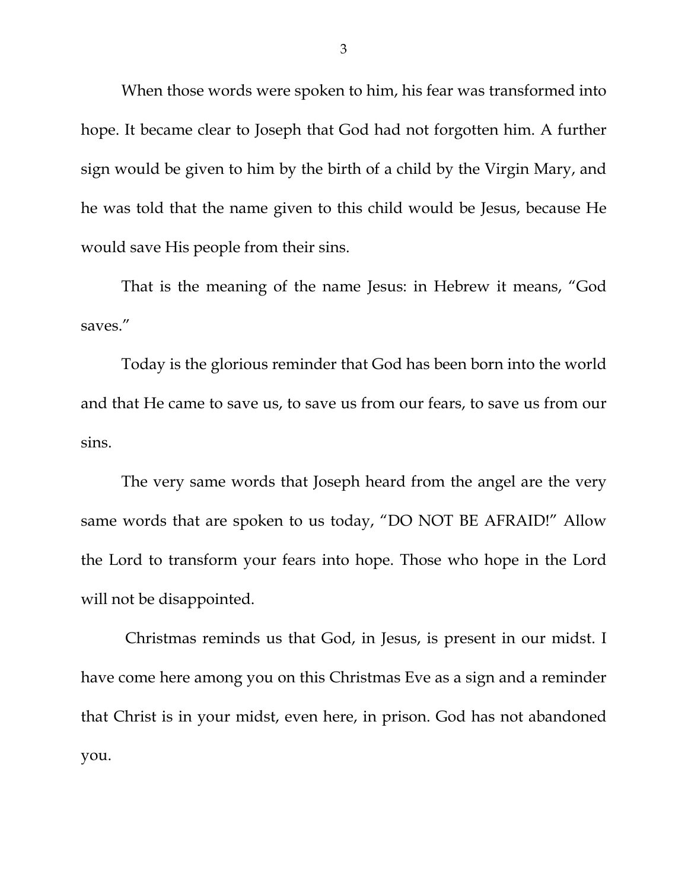When those words were spoken to him, his fear was transformed into hope. It became clear to Joseph that God had not forgotten him. A further sign would be given to him by the birth of a child by the Virgin Mary, and he was told that the name given to this child would be Jesus, because He would save His people from their sins.

That is the meaning of the name Jesus: in Hebrew it means, "God saves."

Today is the glorious reminder that God has been born into the world and that He came to save us, to save us from our fears, to save us from our sins.

The very same words that Joseph heard from the angel are the very same words that are spoken to us today, "DO NOT BE AFRAID!" Allow the Lord to transform your fears into hope. Those who hope in the Lord will not be disappointed.

Christmas reminds us that God, in Jesus, is present in our midst. I have come here among you on this Christmas Eve as a sign and a reminder that Christ is in your midst, even here, in prison. God has not abandoned you.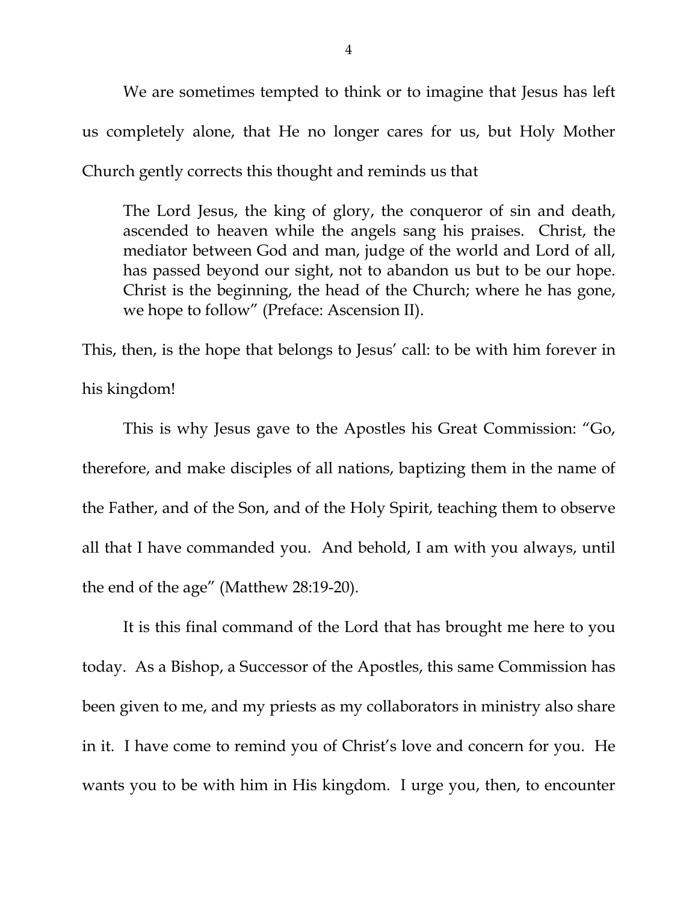We are sometimes tempted to think or to imagine that Jesus has left us completely alone, that He no longer cares for us, but Holy Mother Church gently corrects this thought and reminds us that

> The Lord Jesus, the king of glory, the conqueror of sin and death, ascended to heaven while the angels sang his praises. Christ, the mediator between God and man, judge of the world and Lord of all, has passed beyond our sight, not to abandon us but to be our hope. Christ is the beginning, the head of the Church; where he has gone, we hope to follow" (Preface: Ascension II).

This, then, is the hope that belongs to Jesus' call: to be with him forever in his kingdom!

This is why Jesus gave to the Apostles his Great Commission: "Go, therefore, and make disciples of all nations, baptizing them in the name of the Father, and of the Son, and of the Holy Spirit, teaching them to observe all that I have commanded you. And behold, I am with you always, until the end of the age" (Matthew 28:19-20).

It is this final command of the Lord that has brought me here to you today. As a Bishop, a Successor of the Apostles, this same Commission has been given to me, and my priests as my collaborators in ministry also share in it. I have come to remind you of Christ's love and concern for you. He wants you to be with him in His kingdom. I urge you, then, to encounter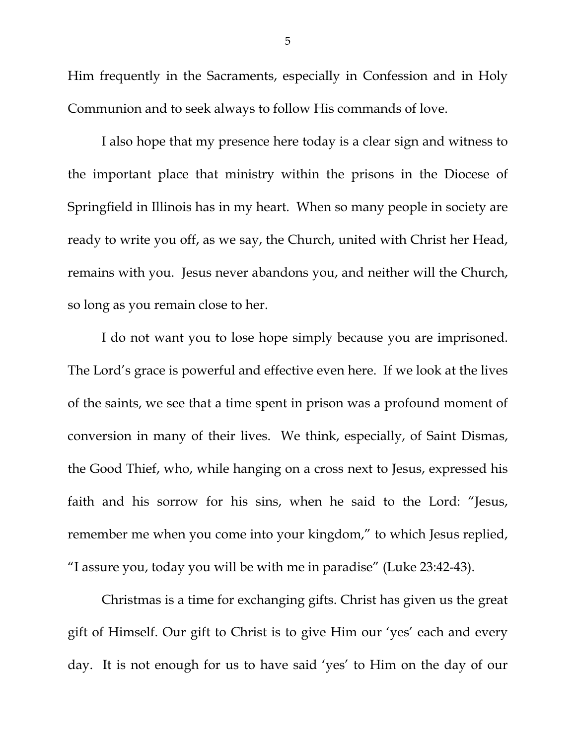Him frequently in the Sacraments, especially in Confession and in Holy Communion and to seek always to follow His commands of love.

I also hope that my presence here today is a clear sign and witness to the important place that ministry within the prisons in the Diocese of Springfield in Illinois has in my heart. When so many people in society are ready to write you off, as we say, the Church, united with Christ her Head, remains with you. Jesus never abandons you, and neither will the Church, so long as you remain close to her.

I do not want you to lose hope simply because you are imprisoned. The Lord's grace is powerful and effective even here. If we look at the lives of the saints, we see that a time spent in prison was a profound moment of conversion in many of their lives. We think, especially, of Saint Dismas, the Good Thief, who, while hanging on a cross next to Jesus, expressed his faith and his sorrow for his sins, when he said to the Lord: "Jesus, remember me when you come into your kingdom," to which Jesus replied, "I assure you, today you will be with me in paradise" (Luke 23:42-43).

Christmas is a time for exchanging gifts. Christ has given us the great gift of Himself. Our gift to Christ is to give Him our 'yes' each and every day. It is not enough for us to have said 'yes' to Him on the day of our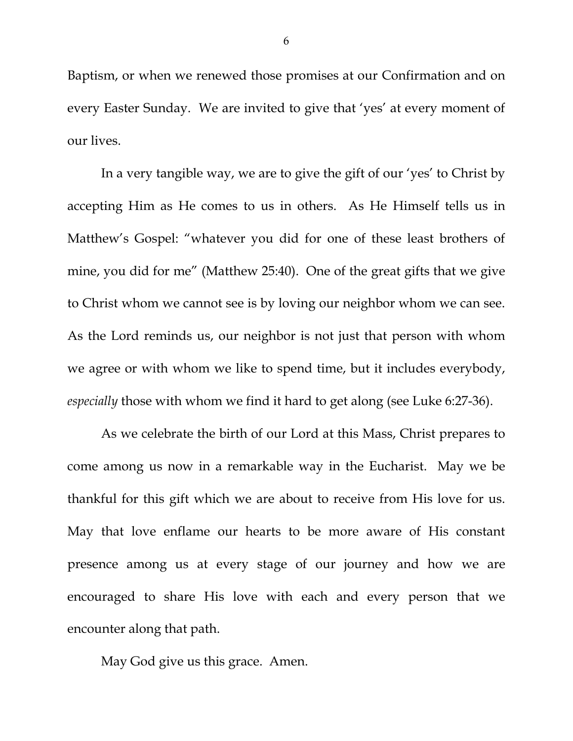Baptism, or when we renewed those promises at our Confirmation and on every Easter Sunday. We are invited to give that 'yes' at every moment of our lives.

In a very tangible way, we are to give the gift of our 'yes' to Christ by accepting Him as He comes to us in others. As He Himself tells us in Matthew's Gospel: "whatever you did for one of these least brothers of mine, you did for me" (Matthew 25:40). One of the great gifts that we give to Christ whom we cannot see is by loving our neighbor whom we can see. As the Lord reminds us, our neighbor is not just that person with whom we agree or with whom we like to spend time, but it includes everybody, *especially* those with whom we find it hard to get along (see Luke 6:27-36).

As we celebrate the birth of our Lord at this Mass, Christ prepares to come among us now in a remarkable way in the Eucharist. May we be thankful for this gift which we are about to receive from His love for us. May that love enflame our hearts to be more aware of His constant presence among us at every stage of our journey and how we are encouraged to share His love with each and every person that we encounter along that path.

May God give us this grace. Amen.